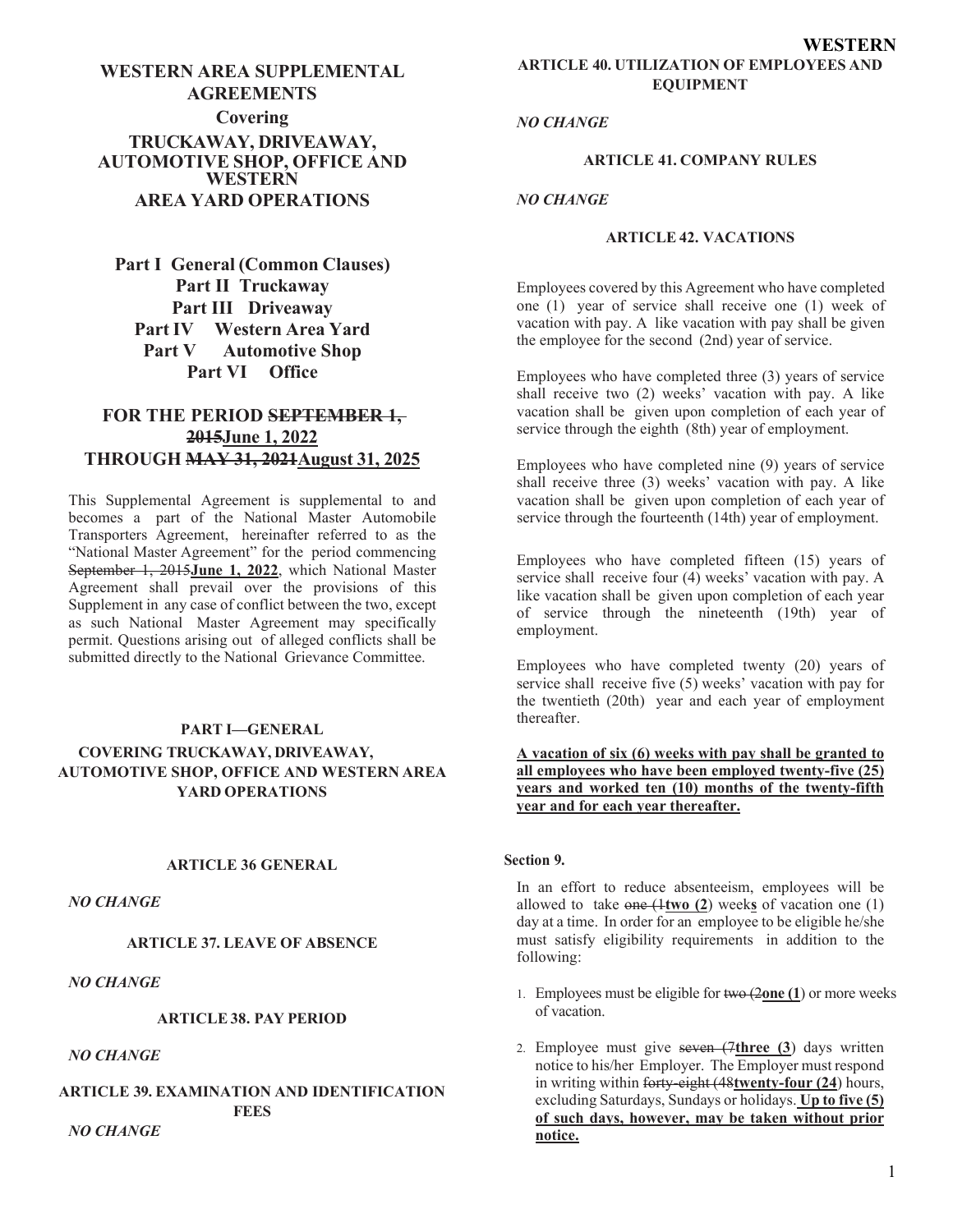# WESTERN AREA SUPPLEMENTAL AGREEMENTS

## Covering

## TRUCKAWAY, DRIVEAWAY, AUTOMOTIVE SHOP, OFFICE AND WESTERN AREA YARD OPERATIONS

**Part I General (Common Clauses)**
**Part II Truckaway**
**Part III Driveaway**
**Part IV Western Area Yard**
**Part V Automotive Shop**
**Part VI Office**

## FOR THE PERIOD ~~SEPTEMBER 1, 2015~~<u>June 1, 2022</u> THROUGH ~~MAY 31, 2021~~<u>August 31, 2025</u>

This Supplemental Agreement is supplemental to and becomes a part of the National Master Automobile Transporters Agreement, hereinafter referred to as the "National Master Agreement" for the period commencing ~~September 1, 2015~~**June 1, 2022**, which National Master Agreement shall prevail over the provisions of this Supplement in any case of conflict between the two, except as such National Master Agreement may specifically permit. Questions arising out of alleged conflicts shall be submitted directly to the National Grievance Committee.

### PART I—GENERAL

### COVERING TRUCKAWAY, DRIVEAWAY, AUTOMOTIVE SHOP, OFFICE AND WESTERN AREA YARD OPERATIONS

#### ARTICLE 36 GENERAL

*NO CHANGE*

#### ARTICLE 37. LEAVE OF ABSENCE

*NO CHANGE*

#### ARTICLE 38. PAY PERIOD

*NO CHANGE*

#### ARTICLE 39. EXAMINATION AND IDENTIFICATION FEES

*NO CHANGE*

#### ARTICLE 40. UTILIZATION OF EMPLOYEES AND EQUIPMENT

*NO CHANGE*

#### ARTICLE 41. COMPANY RULES

*NO CHANGE*

#### ARTICLE 42. VACATIONS

Employees covered by this Agreement who have completed one (1) year of service shall receive one (1) week of vacation with pay. A like vacation with pay shall be given the employee for the second (2nd) year of service.

Employees who have completed three (3) years of service shall receive two (2) weeks' vacation with pay. A like vacation shall be given upon completion of each year of service through the eighth (8th) year of employment.

Employees who have completed nine (9) years of service shall receive three (3) weeks' vacation with pay. A like vacation shall be given upon completion of each year of service through the fourteenth (14th) year of employment.

Employees who have completed fifteen (15) years of service shall receive four (4) weeks' vacation with pay. A like vacation shall be given upon completion of each year of service through the nineteenth (19th) year of employment.

Employees who have completed twenty (20) years of service shall receive five (5) weeks' vacation with pay for the twentieth (20th) year and each year of employment thereafter.

<u>**A vacation of six (6) weeks with pay shall be granted to all employees who have been employed twenty-five (25) years and worked ten (10) months of the twenty-fifth year and for each year thereafter.**</u>

**Section 9.**

In an effort to reduce absenteeism, employees will be allowed to take ~~one (1~~**two (2**) week**s** of vacation one (1) day at a time. In order for an employee to be eligible he/she must satisfy eligibility requirements in addition to the following:

1. Employees must be eligible for ~~two (2~~**one (1**) or more weeks of vacation.
2. Employee must give ~~seven (7~~**three (3**) days written notice to his/her Employer. The Employer must respond in writing within ~~forty-eight (48~~**twenty-four (24**) hours, excluding Saturdays, Sundays or holidays. <u>**Up to five (5) of such days, however, may be taken without prior notice.**</u>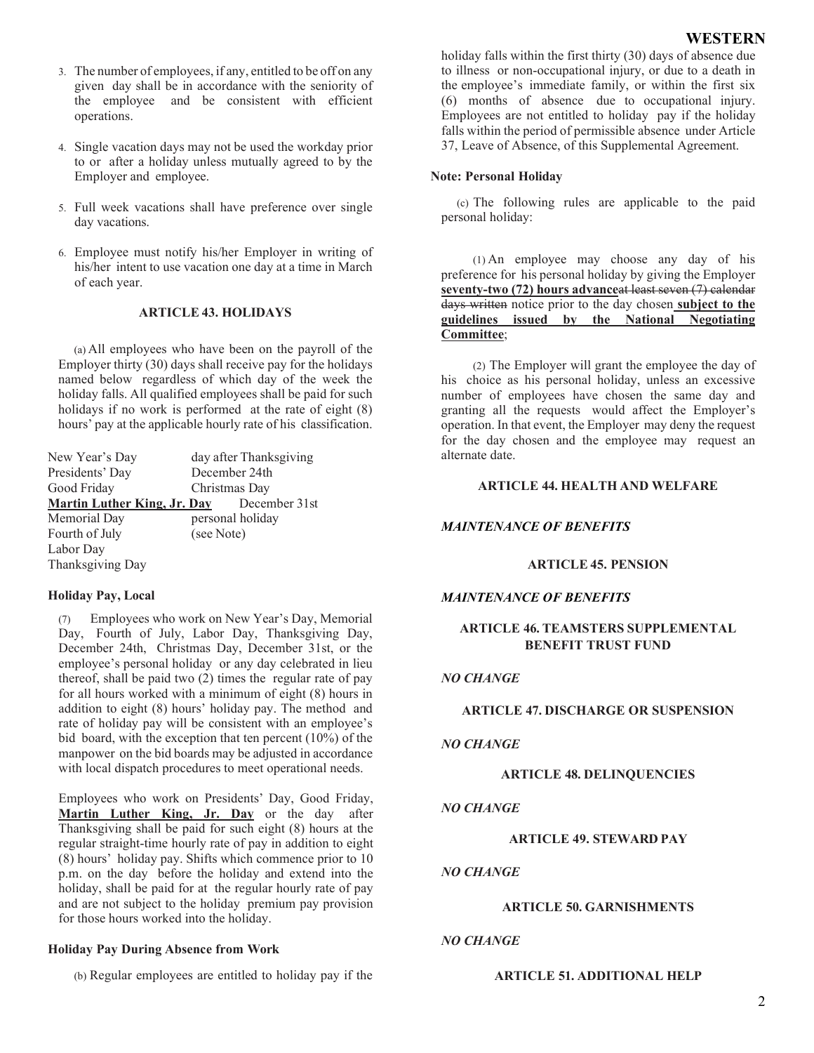3. The number of employees, if any, entitled to be off on any given day shall be in accordance with the seniority of the employee and be consistent with efficient operations.

4. Single vacation days may not be used the workday prior to or after a holiday unless mutually agreed to by the Employer and employee.

5. Full week vacations shall have preference over single day vacations.

6. Employee must notify his/her Employer in writing of his/her intent to use vacation one day at a time in March of each year.

### ARTICLE 43. HOLIDAYS

(a) All employees who have been on the payroll of the Employer thirty (30) days shall receive pay for the holidays named below regardless of which day of the week the holiday falls. All qualified employees shall be paid for such holidays if no work is performed at the rate of eight (8) hours' pay at the applicable hourly rate of his classification.

| | |
|---|---|
| New Year's Day | day after Thanksgiving |
| Presidents' Day | December 24th |
| Good Friday | Christmas Day |
| **Martin Luther King, Jr. Day** | December 31st |
| Memorial Day | personal holiday |
| Fourth of July | (see Note) |
| Labor Day | |
| Thanksgiving Day | |

**Holiday Pay, Local**

(7) Employees who work on New Year's Day, Memorial Day, Fourth of July, Labor Day, Thanksgiving Day, December 24th, Christmas Day, December 31st, or the employee's personal holiday or any day celebrated in lieu thereof, shall be paid two (2) times the regular rate of pay for all hours worked with a minimum of eight (8) hours in addition to eight (8) hours' holiday pay. The method and rate of holiday pay will be consistent with an employee's bid board, with the exception that ten percent (10%) of the manpower on the bid boards may be adjusted in accordance with local dispatch procedures to meet operational needs.

Employees who work on Presidents' Day, Good Friday, **Martin Luther King, Jr. Day** or the day after Thanksgiving shall be paid for such eight (8) hours at the regular straight-time hourly rate of pay in addition to eight (8) hours' holiday pay. Shifts which commence prior to 10 p.m. on the day before the holiday and extend into the holiday, shall be paid for at the regular hourly rate of pay and are not subject to the holiday premium pay provision for those hours worked into the holiday.

**Holiday Pay During Absence from Work**

(b) Regular employees are entitled to holiday pay if the holiday falls within the first thirty (30) days of absence due to illness or non-occupational injury, or due to a death in the employee's immediate family, or within the first six (6) months of absence due to occupational injury. Employees are not entitled to holiday pay if the holiday falls within the period of permissible absence under Article 37, Leave of Absence, of this Supplemental Agreement.

**Note: Personal Holiday**

(c) The following rules are applicable to the paid personal holiday:

(1) An employee may choose any day of his preference for his personal holiday by giving the Employer **seventy-two (72) hours advance**~~at least seven (7) calendar days written~~ notice prior to the day chosen **subject to the guidelines issued by the National Negotiating Committee**;

(2) The Employer will grant the employee the day of his choice as his personal holiday, unless an excessive number of employees have chosen the same day and granting all the requests would affect the Employer's operation. In that event, the Employer may deny the request for the day chosen and the employee may request an alternate date.

### ARTICLE 44. HEALTH AND WELFARE

*MAINTENANCE OF BENEFITS*

### ARTICLE 45. PENSION

*MAINTENANCE OF BENEFITS*

### ARTICLE 46. TEAMSTERS SUPPLEMENTAL BENEFIT TRUST FUND

*NO CHANGE*

### ARTICLE 47. DISCHARGE OR SUSPENSION

*NO CHANGE*

### ARTICLE 48. DELINQUENCIES

*NO CHANGE*

### ARTICLE 49. STEWARD PAY

*NO CHANGE*

### ARTICLE 50. GARNISHMENTS

*NO CHANGE*

### ARTICLE 51. ADDITIONAL HELP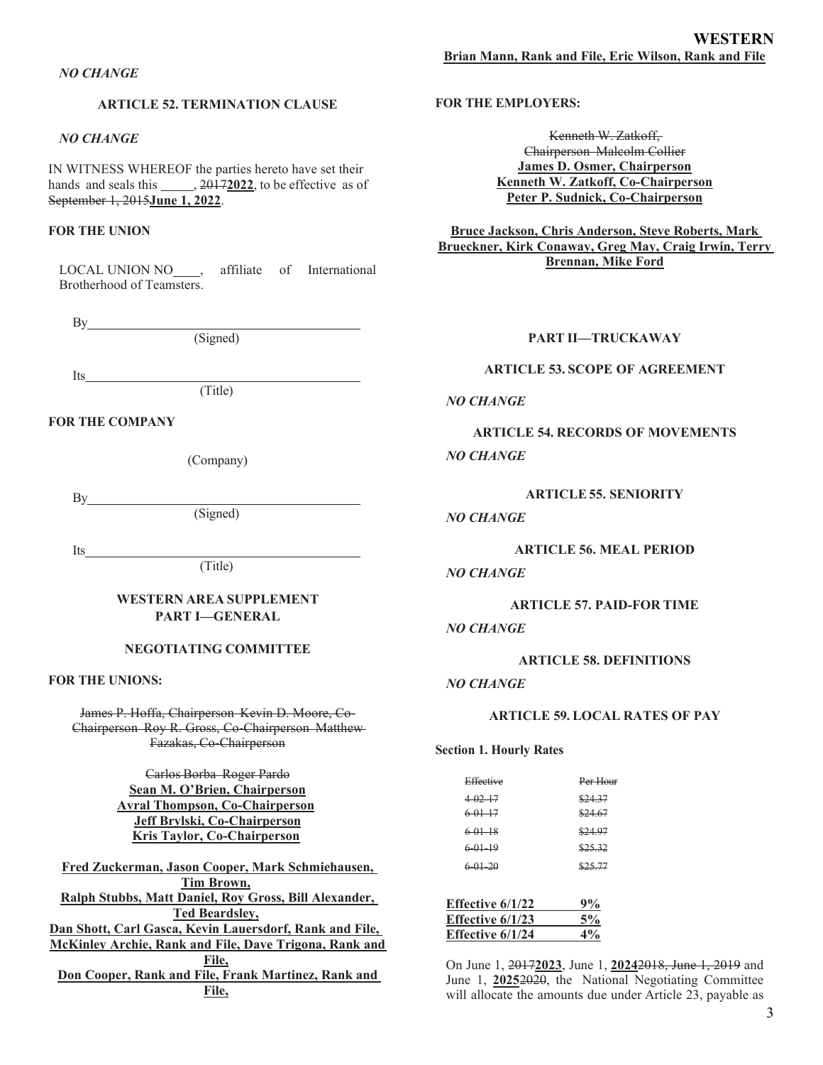*NO CHANGE*

### ARTICLE 52. TERMINATION CLAUSE

*NO CHANGE*

IN WITNESS WHEREOF the parties hereto have set their hands and seals this \_\_\_\_\_, ~~2017~~**2022**, to be effective as of ~~September 1, 2015~~**June 1, 2022**.

**FOR THE UNION**

LOCAL UNION NO\_\_\_\_, affiliate of International Brotherhood of Teamsters.

By\_\_\_\_\_\_\_\_\_\_\_\_\_\_\_\_\_\_\_\_\_\_\_\_\_\_\_\_\_\_\_\_\_\_\_\_
(Signed)

Its\_\_\_\_\_\_\_\_\_\_\_\_\_\_\_\_\_\_\_\_\_\_\_\_\_\_\_\_\_\_\_\_\_\_\_\_
(Title)

**FOR THE COMPANY**

(Company)

By\_\_\_\_\_\_\_\_\_\_\_\_\_\_\_\_\_\_\_\_\_\_\_\_\_\_\_\_\_\_\_\_\_\_\_\_
(Signed)

Its\_\_\_\_\_\_\_\_\_\_\_\_\_\_\_\_\_\_\_\_\_\_\_\_\_\_\_\_\_\_\_\_\_\_\_\_
(Title)

## WESTERN AREA SUPPLEMENT
## PART I—GENERAL

### NEGOTIATING COMMITTEE

**FOR THE UNIONS:**

~~James P. Hoffa, Chairperson Kevin D. Moore, Co-Chairperson Roy R. Gross, Co-Chairperson Matthew Fazakas, Co-Chairperson~~

~~Carlos Borba Roger Pardo~~
**Sean M. O'Brien, Chairperson**
**Avral Thompson, Co-Chairperson**
**Jeff Brylski, Co-Chairperson**
**Kris Taylor, Co-Chairperson**

**Fred Zuckerman, Jason Cooper, Mark Schmiehausen, Tim Brown, Ralph Stubbs, Matt Daniel, Roy Gross, Bill Alexander, Ted Beardsley, Dan Shott, Carl Gasca, Kevin Lauersdorf, Rank and File, McKinley Archie, Rank and File, Dave Trigona, Rank and File, Don Cooper, Rank and File, Frank Martinez, Rank and File, Brian Mann, Rank and File, Eric Wilson, Rank and File**

**FOR THE EMPLOYERS:**

~~Kenneth W. Zatkoff, Chairperson Malcolm Collier~~
**James D. Osmer, Chairperson**
**Kenneth W. Zatkoff, Co-Chairperson**
**Peter P. Sudnick, Co-Chairperson**

**Bruce Jackson, Chris Anderson, Steve Roberts, Mark Brueckner, Kirk Conaway, Greg May, Craig Irwin, Terry Brennan, Mike Ford**

## PART II—TRUCKAWAY

### ARTICLE 53. SCOPE OF AGREEMENT

*NO CHANGE*

### ARTICLE 54. RECORDS OF MOVEMENTS

*NO CHANGE*

### ARTICLE 55. SENIORITY

*NO CHANGE*

### ARTICLE 56. MEAL PERIOD

*NO CHANGE*

### ARTICLE 57. PAID-FOR TIME

*NO CHANGE*

### ARTICLE 58. DEFINITIONS

*NO CHANGE*

### ARTICLE 59. LOCAL RATES OF PAY

**Section 1. Hourly Rates**

| ~~Effective~~ | ~~Per Hour~~ |
|---|---|
| ~~4-02-17~~ | ~~$24.37~~ |
| ~~6-01-17~~ | ~~$24.67~~ |
| ~~6-01-18~~ | ~~$24.97~~ |
| ~~6-01-19~~ | ~~$25.32~~ |
| ~~6-01-20~~ | ~~$25.77~~ |

| **Effective 6/1/22** | **9%** |
|---|---|
| **Effective 6/1/23** | **5%** |
| **Effective 6/1/24** | **4%** |

On June 1, ~~2017~~**2023**, June 1, **2024**~~2018, June 1, 2019~~ and June 1, **2025**~~2020~~, the National Negotiating Committee will allocate the amounts due under Article 23, payable as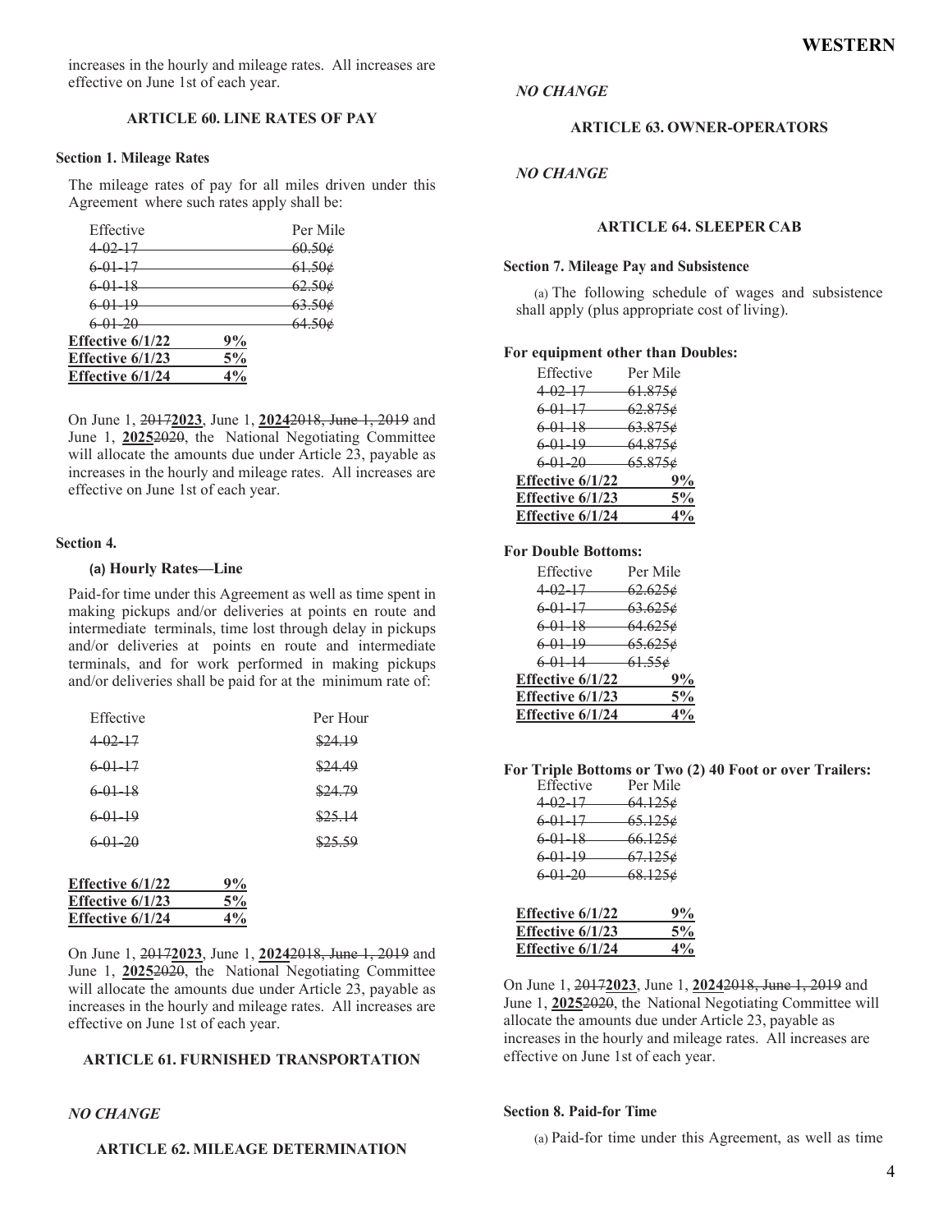increases in the hourly and mileage rates. All increases are effective on June 1st of each year.

### ARTICLE 60. LINE RATES OF PAY

**Section 1. Mileage Rates**

The mileage rates of pay for all miles driven under this Agreement where such rates apply shall be:

| Effective | | Per Mile |
|---|---|---|
| ~~4-02-17~~ | | ~~60.50¢~~ |
| ~~6-01-17~~ | | ~~61.50¢~~ |
| ~~6-01-18~~ | | ~~62.50¢~~ |
| ~~6-01-19~~ | | ~~63.50¢~~ |
| ~~6-01-20~~ | | ~~64.50¢~~ |
| **Effective 6/1/22** | **9%** | |
| **Effective 6/1/23** | **5%** | |
| **Effective 6/1/24** | **4%** | |

On June 1, ~~2017~~**2023**, June 1, **2024**~~2018, June 1, 2019~~ and June 1, **2025**~~2020~~, the National Negotiating Committee will allocate the amounts due under Article 23, payable as increases in the hourly and mileage rates. All increases are effective on June 1st of each year.

**Section 4.**

**(a) Hourly Rates—Line**

Paid-for time under this Agreement as well as time spent in making pickups and/or deliveries at points en route and intermediate terminals, time lost through delay in pickups and/or deliveries at points en route and intermediate terminals, and for work performed in making pickups and/or deliveries shall be paid for at the minimum rate of:

| Effective | Per Hour |
|---|---|
| ~~4-02-17~~ | ~~$24.19~~ |
| ~~6-01-17~~ | ~~$24.49~~ |
| ~~6-01-18~~ | ~~$24.79~~ |
| ~~6-01-19~~ | ~~$25.14~~ |
| ~~6-01-20~~ | ~~$25.59~~ |

| | |
|---|---|
| **Effective 6/1/22** | **9%** |
| **Effective 6/1/23** | **5%** |
| **Effective 6/1/24** | **4%** |

On June 1, ~~2017~~**2023**, June 1, **2024**~~2018, June 1, 2019~~ and June 1, **2025**~~2020~~, the National Negotiating Committee will allocate the amounts due under Article 23, payable as increases in the hourly and mileage rates. All increases are effective on June 1st of each year.

### ARTICLE 61. FURNISHED TRANSPORTATION

*NO CHANGE*

### ARTICLE 62. MILEAGE DETERMINATION

*NO CHANGE*

### ARTICLE 63. OWNER-OPERATORS

*NO CHANGE*

### ARTICLE 64. SLEEPER CAB

**Section 7. Mileage Pay and Subsistence**

(a) The following schedule of wages and subsistence shall apply (plus appropriate cost of living).

**For equipment other than Doubles:**

| Effective | Per Mile |
|---|---|
| ~~4-02-17~~ | ~~61.875¢~~ |
| ~~6-01-17~~ | ~~62.875¢~~ |
| ~~6-01-18~~ | ~~63.875¢~~ |
| ~~6-01-19~~ | ~~64.875¢~~ |
| ~~6-01-20~~ | ~~65.875¢~~ |
| **Effective 6/1/22** | **9%** |
| **Effective 6/1/23** | **5%** |
| **Effective 6/1/24** | **4%** |

**For Double Bottoms:**

| Effective | Per Mile |
|---|---|
| ~~4-02-17~~ | ~~62.625¢~~ |
| ~~6-01-17~~ | ~~63.625¢~~ |
| ~~6-01-18~~ | ~~64.625¢~~ |
| ~~6-01-19~~ | ~~65.625¢~~ |
| ~~6-01-14~~ | ~~61.55¢~~ |
| **Effective 6/1/22** | **9%** |
| **Effective 6/1/23** | **5%** |
| **Effective 6/1/24** | **4%** |

**For Triple Bottoms or Two (2) 40 Foot or over Trailers:**

| Effective | Per Mile |
|---|---|
| ~~4-02-17~~ | ~~64.125¢~~ |
| ~~6-01-17~~ | ~~65.125¢~~ |
| ~~6-01-18~~ | ~~66.125¢~~ |
| ~~6-01-19~~ | ~~67.125¢~~ |
| ~~6-01-20~~ | ~~68.125¢~~ |
| **Effective 6/1/22** | **9%** |
| **Effective 6/1/23** | **5%** |
| **Effective 6/1/24** | **4%** |

On June 1, ~~2017~~**2023**, June 1, **2024**~~2018, June 1, 2019~~ and June 1, **2025**~~2020~~, the National Negotiating Committee will allocate the amounts due under Article 23, payable as increases in the hourly and mileage rates. All increases are effective on June 1st of each year.

**Section 8. Paid-for Time**

(a) Paid-for time under this Agreement, as well as time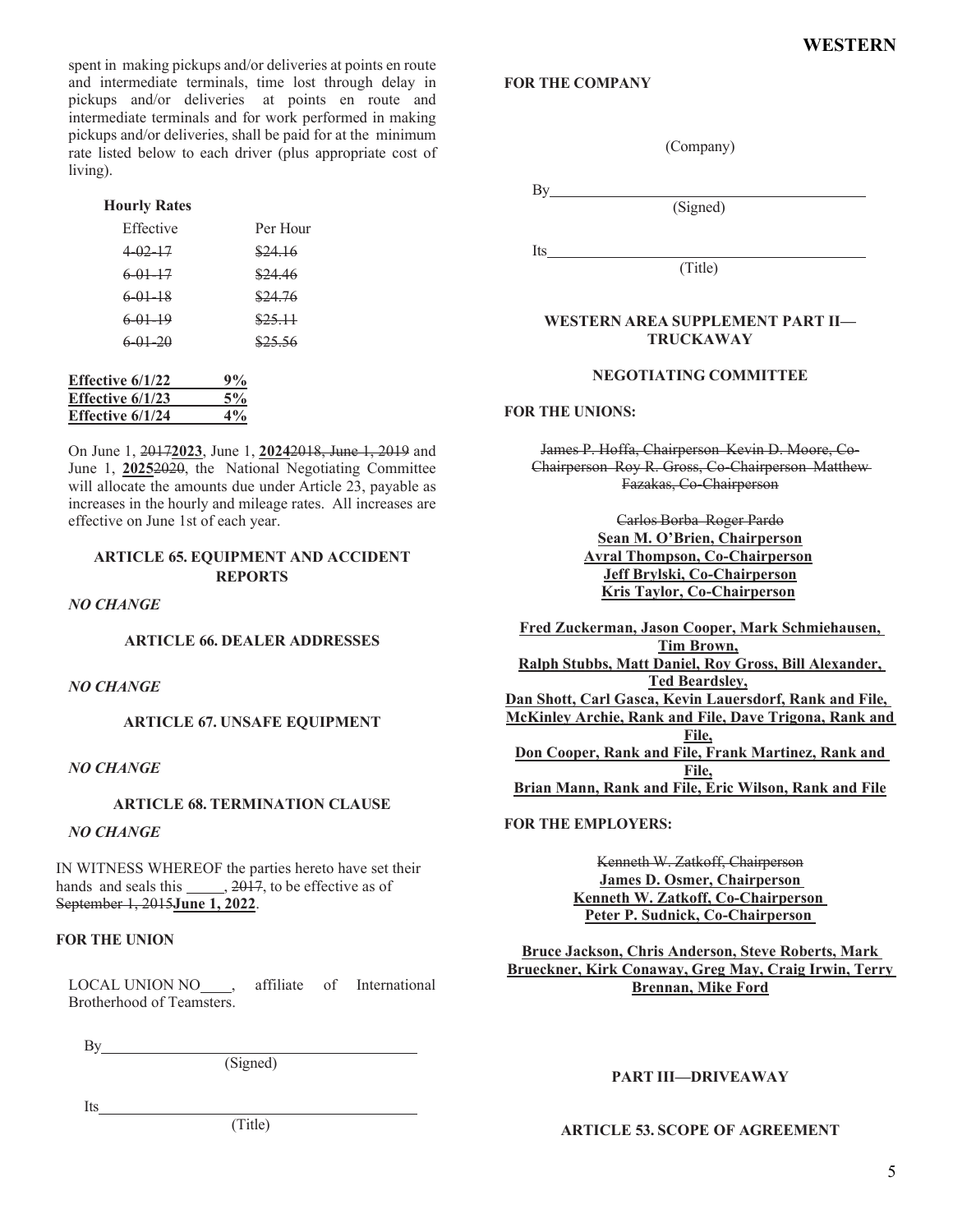spent in making pickups and/or deliveries at points en route and intermediate terminals, time lost through delay in pickups and/or deliveries at points en route and intermediate terminals and for work performed in making pickups and/or deliveries, shall be paid for at the minimum rate listed below to each driver (plus appropriate cost of living).

**Hourly Rates**

| Effective | Per Hour |
|---|---|
| ~~4-02-17~~ | ~~$24.16~~ |
| ~~6-01-17~~ | ~~$24.46~~ |
| ~~6-01-18~~ | ~~$24.76~~ |
| ~~6-01-19~~ | ~~$25.11~~ |
| ~~6-01-20~~ | ~~$25.56~~ |

| | |
|---|---|
| **Effective 6/1/22** | **9%** |
| **Effective 6/1/23** | **5%** |
| **Effective 6/1/24** | **4%** |

On June 1, ~~2017~~**2023**, June 1, **2024**~~2018, June 1, 2019~~ and June 1, **2025**~~2020~~, the National Negotiating Committee will allocate the amounts due under Article 23, payable as increases in the hourly and mileage rates. All increases are effective on June 1st of each year.

### ARTICLE 65. EQUIPMENT AND ACCIDENT REPORTS

*NO CHANGE*

### ARTICLE 66. DEALER ADDRESSES

*NO CHANGE*

### ARTICLE 67. UNSAFE EQUIPMENT

*NO CHANGE*

### ARTICLE 68. TERMINATION CLAUSE

*NO CHANGE*

IN WITNESS WHEREOF the parties hereto have set their hands and seals this _____, ~~2017~~, to be effective as of ~~September 1, 2015~~**June 1, 2022**.

**FOR THE UNION**

LOCAL UNION NO____, affiliate of International Brotherhood of Teamsters.

By________________________________________
(Signed)

Its________________________________________
(Title)

**FOR THE COMPANY**

(Company)

By________________________________________
(Signed)

Its________________________________________
(Title)

### WESTERN AREA SUPPLEMENT PART II—TRUCKAWAY

### NEGOTIATING COMMITTEE

**FOR THE UNIONS:**

~~James P. Hoffa, Chairperson Kevin D. Moore, Co-Chairperson Roy R. Gross, Co-Chairperson Matthew Fazakas, Co-Chairperson~~

~~Carlos Borba Roger Pardo~~
**Sean M. O'Brien, Chairperson**
**Avral Thompson, Co-Chairperson**
**Jeff Brylski, Co-Chairperson**
**Kris Taylor, Co-Chairperson**

**Fred Zuckerman, Jason Cooper, Mark Schmiehausen, Tim Brown,**
**Ralph Stubbs, Matt Daniel, Roy Gross, Bill Alexander, Ted Beardsley,**
**Dan Shott, Carl Gasca, Kevin Lauersdorf, Rank and File, McKinley Archie, Rank and File, Dave Trigona, Rank and File,**
**Don Cooper, Rank and File, Frank Martinez, Rank and File,**
**Brian Mann, Rank and File, Eric Wilson, Rank and File**

**FOR THE EMPLOYERS:**

~~Kenneth W. Zatkoff, Chairperson~~
**James D. Osmer, Chairperson**
**Kenneth W. Zatkoff, Co-Chairperson**
**Peter P. Sudnick, Co-Chairperson**

**Bruce Jackson, Chris Anderson, Steve Roberts, Mark Brueckner, Kirk Conaway, Greg May, Craig Irwin, Terry Brennan, Mike Ford**

## PART III—DRIVEAWAY

### ARTICLE 53. SCOPE OF AGREEMENT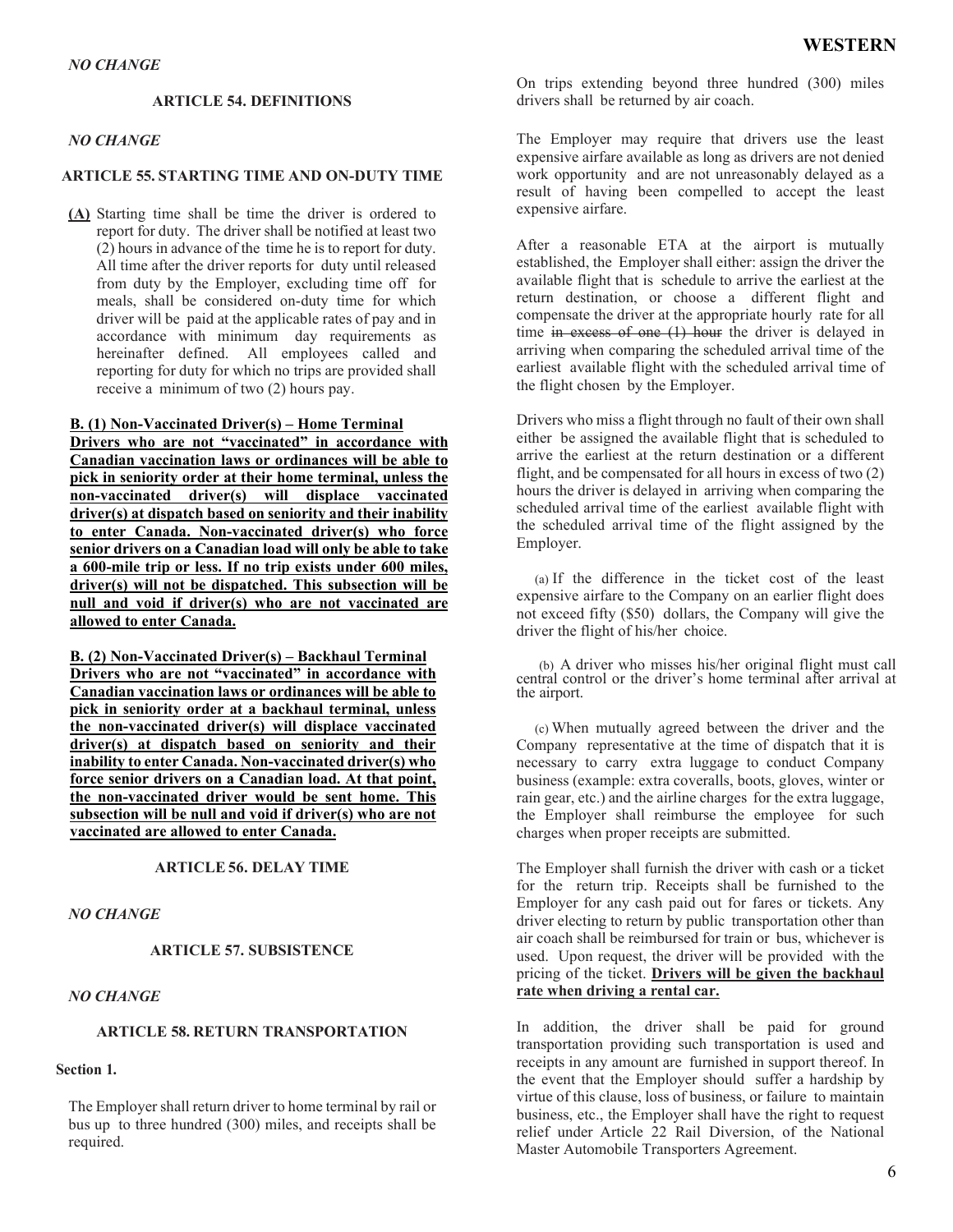*NO CHANGE*

### ARTICLE 54. DEFINITIONS

*NO CHANGE*

### ARTICLE 55. STARTING TIME AND ON-DUTY TIME

**(A)** Starting time shall be time the driver is ordered to report for duty. The driver shall be notified at least two (2) hours in advance of the time he is to report for duty. All time after the driver reports for duty until released from duty by the Employer, excluding time off for meals, shall be considered on-duty time for which driver will be paid at the applicable rates of pay and in accordance with minimum day requirements as hereinafter defined. All employees called and reporting for duty for which no trips are provided shall receive a minimum of two (2) hours pay.

**B. (1) Non-Vaccinated Driver(s) – Home Terminal**
**Drivers who are not "vaccinated" in accordance with Canadian vaccination laws or ordinances will be able to pick in seniority order at their home terminal, unless the non-vaccinated driver(s) will displace vaccinated driver(s) at dispatch based on seniority and their inability to enter Canada. Non-vaccinated driver(s) who force senior drivers on a Canadian load will only be able to take a 600-mile trip or less. If no trip exists under 600 miles, driver(s) will not be dispatched. This subsection will be null and void if driver(s) who are not vaccinated are allowed to enter Canada.**

**B. (2) Non-Vaccinated Driver(s) – Backhaul Terminal**
**Drivers who are not "vaccinated" in accordance with Canadian vaccination laws or ordinances will be able to pick in seniority order at a backhaul terminal, unless the non-vaccinated driver(s) will displace vaccinated driver(s) at dispatch based on seniority and their inability to enter Canada. Non-vaccinated driver(s) who force senior drivers on a Canadian load. At that point, the non-vaccinated driver would be sent home. This subsection will be null and void if driver(s) who are not vaccinated are allowed to enter Canada.**

### ARTICLE 56. DELAY TIME

*NO CHANGE*

### ARTICLE 57. SUBSISTENCE

*NO CHANGE*

### ARTICLE 58. RETURN TRANSPORTATION

**Section 1.**

The Employer shall return driver to home terminal by rail or bus up to three hundred (300) miles, and receipts shall be required.

On trips extending beyond three hundred (300) miles drivers shall be returned by air coach.

The Employer may require that drivers use the least expensive airfare available as long as drivers are not denied work opportunity and are not unreasonably delayed as a result of having been compelled to accept the least expensive airfare.

After a reasonable ETA at the airport is mutually established, the Employer shall either: assign the driver the available flight that is schedule to arrive the earliest at the return destination, or choose a different flight and compensate the driver at the appropriate hourly rate for all time ~~in excess of one (1) hour~~ the driver is delayed in arriving when comparing the scheduled arrival time of the earliest available flight with the scheduled arrival time of the flight chosen by the Employer.

Drivers who miss a flight through no fault of their own shall either be assigned the available flight that is scheduled to arrive the earliest at the return destination or a different flight, and be compensated for all hours in excess of two (2) hours the driver is delayed in arriving when comparing the scheduled arrival time of the earliest available flight with the scheduled arrival time of the flight assigned by the Employer.

(a) If the difference in the ticket cost of the least expensive airfare to the Company on an earlier flight does not exceed fifty ($50) dollars, the Company will give the driver the flight of his/her choice.

(b) A driver who misses his/her original flight must call central control or the driver's home terminal after arrival at the airport.

(c) When mutually agreed between the driver and the Company representative at the time of dispatch that it is necessary to carry extra luggage to conduct Company business (example: extra coveralls, boots, gloves, winter or rain gear, etc.) and the airline charges for the extra luggage, the Employer shall reimburse the employee for such charges when proper receipts are submitted.

The Employer shall furnish the driver with cash or a ticket for the return trip. Receipts shall be furnished to the Employer for any cash paid out for fares or tickets. Any driver electing to return by public transportation other than air coach shall be reimbursed for train or bus, whichever is used. Upon request, the driver will be provided with the pricing of the ticket. **Drivers will be given the backhaul rate when driving a rental car.**

In addition, the driver shall be paid for ground transportation providing such transportation is used and receipts in any amount are furnished in support thereof. In the event that the Employer should suffer a hardship by virtue of this clause, loss of business, or failure to maintain business, etc., the Employer shall have the right to request relief under Article 22 Rail Diversion, of the National Master Automobile Transporters Agreement.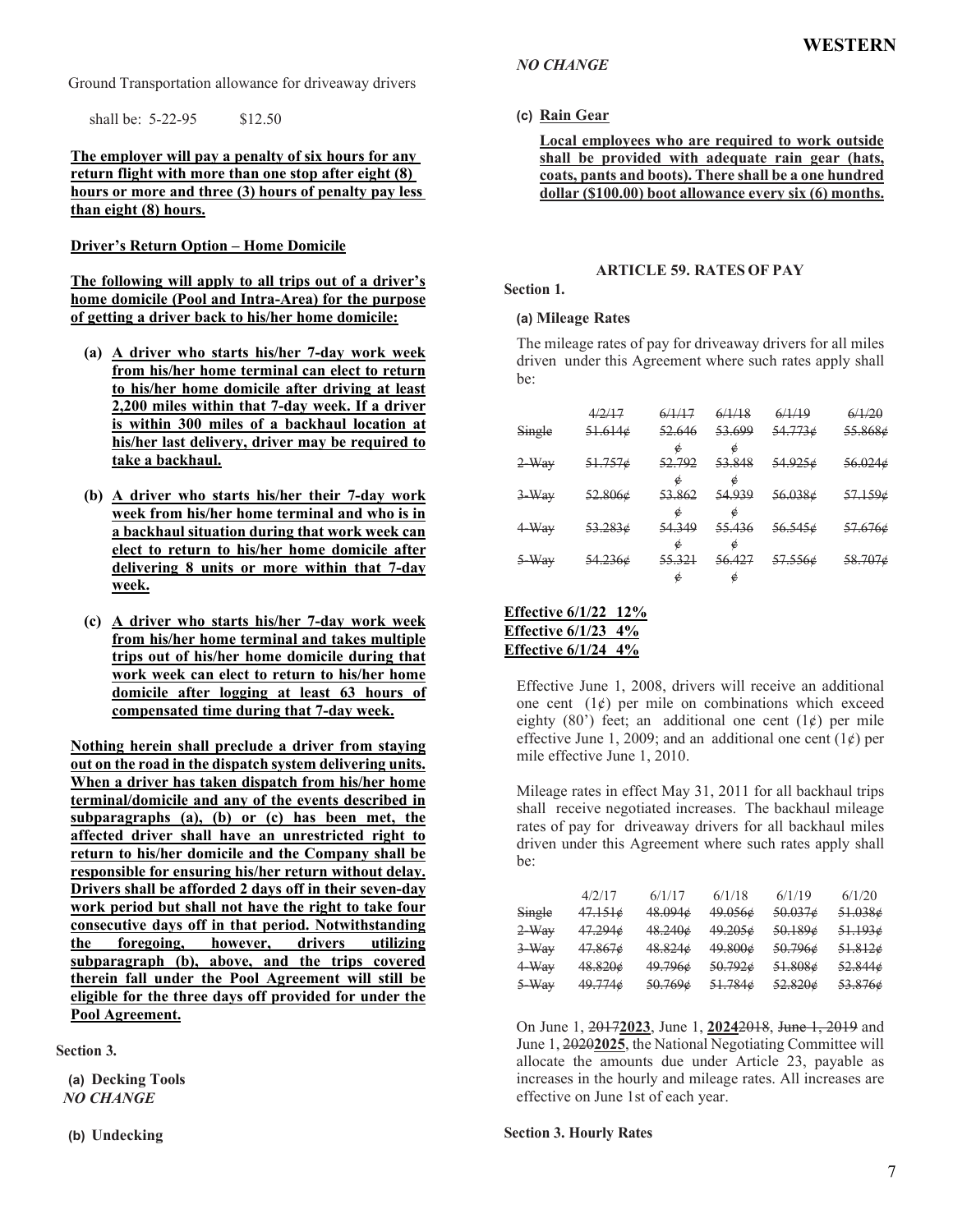Ground Transportation allowance for driveaway drivers

shall be: 5-22-95 $12.50

**The employer will pay a penalty of six hours for any return flight with more than one stop after eight (8) hours or more and three (3) hours of penalty pay less than eight (8) hours.**

**Driver's Return Option – Home Domicile**

**The following will apply to all trips out of a driver's home domicile (Pool and Intra-Area) for the purpose of getting a driver back to his/her home domicile:**

**(a) A driver who starts his/her 7-day work week from his/her home terminal can elect to return to his/her home domicile after driving at least 2,200 miles within that 7-day week. If a driver is within 300 miles of a backhaul location at his/her last delivery, driver may be required to take a backhaul.**

**(b) A driver who starts his/her their 7-day work week from his/her home terminal and who is in a backhaul situation during that work week can elect to return to his/her home domicile after delivering 8 units or more within that 7-day week.**

**(c) A driver who starts his/her 7-day work week from his/her home terminal and takes multiple trips out of his/her home domicile during that work week can elect to return to his/her home domicile after logging at least 63 hours of compensated time during that 7-day week.**

**Nothing herein shall preclude a driver from staying out on the road in the dispatch system delivering units. When a driver has taken dispatch from his/her home terminal/domicile and any of the events described in subparagraphs (a), (b) or (c) has been met, the affected driver shall have an unrestricted right to return to his/her domicile and the Company shall be responsible for ensuring his/her return without delay. Drivers shall be afforded 2 days off in their seven-day work period but shall not have the right to take four consecutive days off in that period. Notwithstanding the foregoing, however, drivers utilizing subparagraph (b), above, and the trips covered therein fall under the Pool Agreement will still be eligible for the three days off provided for under the Pool Agreement.**

**Section 3.**

**(a) Decking Tools**

*NO CHANGE*

**(b) Undecking**

*NO CHANGE*

**(c) Rain Gear**

**Local employees who are required to work outside shall be provided with adequate rain gear (hats, coats, pants and boots). There shall be a one hundred dollar ($100.00) boot allowance every six (6) months.**

**ARTICLE 59. RATES OF PAY**

**Section 1.**

**(a) Mileage Rates**

The mileage rates of pay for driveaway drivers for all miles driven under this Agreement where such rates apply shall be:

| | ~~4/2/17~~ | ~~6/1/17~~ | ~~6/1/18~~ | ~~6/1/19~~ | ~~6/1/20~~ |
|---|---|---|---|---|---|
| ~~Single~~ | ~~51.614¢~~ | ~~52.646¢~~ | ~~53.699¢~~ | ~~54.773¢~~ | ~~55.868¢~~ |
| ~~2-Way~~ | ~~51.757¢~~ | ~~52.792¢~~ | ~~53.848¢~~ | ~~54.925¢~~ | ~~56.024¢~~ |
| ~~3-Way~~ | ~~52.806¢~~ | ~~53.862¢~~ | ~~54.939¢~~ | ~~56.038¢~~ | ~~57.159¢~~ |
| ~~4-Way~~ | ~~53.283¢~~ | ~~54.349¢~~ | ~~55.436¢~~ | ~~56.545¢~~ | ~~57.676¢~~ |
| ~~5-Way~~ | ~~54.236¢~~ | ~~55.321¢~~ | ~~56.427¢~~ | ~~57.556¢~~ | ~~58.707¢~~ |

**Effective 6/1/22 12%**
**Effective 6/1/23 4%**
**Effective 6/1/24 4%**

Effective June 1, 2008, drivers will receive an additional one cent (1¢) per mile on combinations which exceed eighty (80') feet; an additional one cent (1¢) per mile effective June 1, 2009; and an additional one cent (1¢) per mile effective June 1, 2010.

Mileage rates in effect May 31, 2011 for all backhaul trips shall receive negotiated increases. The backhaul mileage rates of pay for driveaway drivers for all backhaul miles driven under this Agreement where such rates apply shall be:

| | 4/2/17 | 6/1/17 | 6/1/18 | 6/1/19 | 6/1/20 |
|---|---|---|---|---|---|
| ~~Single~~ | ~~47.151¢~~ | ~~48.094¢~~ | ~~49.056¢~~ | ~~50.037¢~~ | ~~51.038¢~~ |
| ~~2-Way~~ | ~~47.294¢~~ | ~~48.240¢~~ | ~~49.205¢~~ | ~~50.189¢~~ | ~~51.193¢~~ |
| ~~3-Way~~ | ~~47.867¢~~ | ~~48.824¢~~ | ~~49.800¢~~ | ~~50.796¢~~ | ~~51.812¢~~ |
| ~~4-Way~~ | ~~48.820¢~~ | ~~49.796¢~~ | ~~50.792¢~~ | ~~51.808¢~~ | ~~52.844¢~~ |
| ~~5-Way~~ | ~~49.774¢~~ | ~~50.769¢~~ | ~~51.784¢~~ | ~~52.820¢~~ | ~~53.876¢~~ |

On June 1, ~~2017~~**2023**, June 1, **2024**~~2018~~, ~~June 1, 2019~~ and June 1, ~~2020~~**2025**, the National Negotiating Committee will allocate the amounts due under Article 23, payable as increases in the hourly and mileage rates. All increases are effective on June 1st of each year.

**Section 3. Hourly Rates**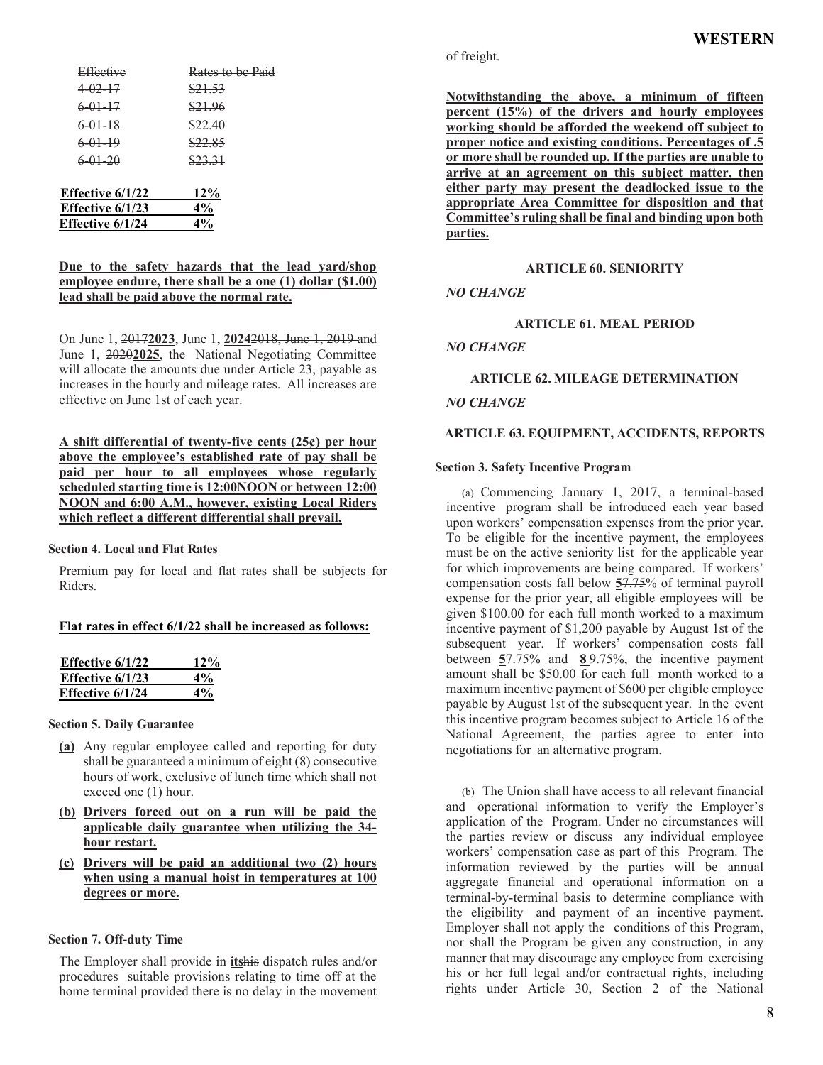| ~~Effective~~ | ~~Rates to be Paid~~ |
| --- | --- |
| ~~4-02-17~~ | ~~$21.53~~ |
| ~~6-01-17~~ | ~~$21.96~~ |
| ~~6-01-18~~ | ~~$22.40~~ |
| ~~6-01-19~~ | ~~$22.85~~ |
| ~~6-01-20~~ | ~~$23.31~~ |

| **Effective 6/1/22** | **12%** |
| --- | --- |
| **Effective 6/1/23** | **4%** |
| **Effective 6/1/24** | **4%** |

**Due to the safety hazards that the lead yard/shop employee endure, there shall be a one (1) dollar ($1.00) lead shall be paid above the normal rate.**

On June 1, ~~2017~~**2023**, June 1, **2024**~~2018, June 1, 2019~~ and June 1, ~~2020~~**2025**, the National Negotiating Committee will allocate the amounts due under Article 23, payable as increases in the hourly and mileage rates. All increases are effective on June 1st of each year.

**A shift differential of twenty-five cents (25¢) per hour above the employee's established rate of pay shall be paid per hour to all employees whose regularly scheduled starting time is 12:00NOON or between 12:00 NOON and 6:00 A.M., however, existing Local Riders which reflect a different differential shall prevail.**

**Section 4. Local and Flat Rates**

Premium pay for local and flat rates shall be subjects for Riders.

**Flat rates in effect 6/1/22 shall be increased as follows:**

| **Effective 6/1/22** | **12%** |
| --- | --- |
| **Effective 6/1/23** | **4%** |
| **Effective 6/1/24** | **4%** |

**Section 5. Daily Guarantee**

**(a)** Any regular employee called and reporting for duty shall be guaranteed a minimum of eight (8) consecutive hours of work, exclusive of lunch time which shall not exceed one (1) hour.

**(b) Drivers forced out on a run will be paid the applicable daily guarantee when utilizing the 34-hour restart.**

**(c) Drivers will be paid an additional two (2) hours when using a manual hoist in temperatures at 100 degrees or more.**

**Section 7. Off-duty Time**

The Employer shall provide in **its**~~his~~ dispatch rules and/or procedures suitable provisions relating to time off at the home terminal provided there is no delay in the movement of freight.

**Notwithstanding the above, a minimum of fifteen percent (15%) of the drivers and hourly employees working should be afforded the weekend off subject to proper notice and existing conditions. Percentages of .5 or more shall be rounded up. If the parties are unable to arrive at an agreement on this subject matter, then either party may present the deadlocked issue to the appropriate Area Committee for disposition and that Committee's ruling shall be final and binding upon both parties.**

## ARTICLE 60. SENIORITY

*NO CHANGE*

## ARTICLE 61. MEAL PERIOD

*NO CHANGE*

## ARTICLE 62. MILEAGE DETERMINATION

*NO CHANGE*

## ARTICLE 63. EQUIPMENT, ACCIDENTS, REPORTS

**Section 3. Safety Incentive Program**

(a) Commencing January 1, 2017, a terminal-based incentive program shall be introduced each year based upon workers' compensation expenses from the prior year. To be eligible for the incentive payment, the employees must be on the active seniority list for the applicable year for which improvements are being compared. If workers' compensation costs fall below **5**~~7.75~~% of terminal payroll expense for the prior year, all eligible employees will be given $100.00 for each full month worked to a maximum incentive payment of $1,200 payable by August 1st of the subsequent year. If workers' compensation costs fall between **5**~~7.75~~% and **8** ~~9.75~~%, the incentive payment amount shall be $50.00 for each full month worked to a maximum incentive payment of $600 per eligible employee payable by August 1st of the subsequent year. In the event this incentive program becomes subject to Article 16 of the National Agreement, the parties agree to enter into negotiations for an alternative program.

(b) The Union shall have access to all relevant financial and operational information to verify the Employer's application of the Program. Under no circumstances will the parties review or discuss any individual employee workers' compensation case as part of this Program. The information reviewed by the parties will be annual aggregate financial and operational information on a terminal-by-terminal basis to determine compliance with the eligibility and payment of an incentive payment. Employer shall not apply the conditions of this Program, nor shall the Program be given any construction, in any manner that may discourage any employee from exercising his or her full legal and/or contractual rights, including rights under Article 30, Section 2 of the National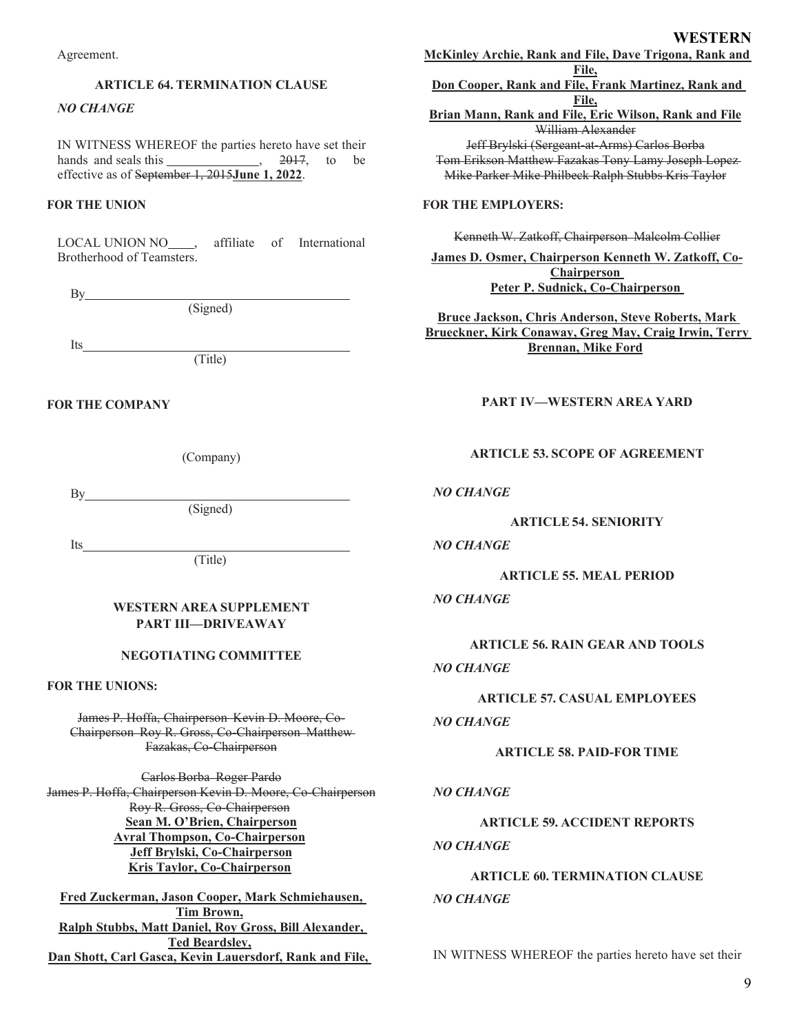Agreement.

**ARTICLE 64. TERMINATION CLAUSE**

*NO CHANGE*

IN WITNESS WHEREOF the parties hereto have set their hands and seals this \_\_\_\_\_\_\_\_\_\_\_\_\_\_, ~~2017~~, to be effective as of ~~September 1, 2015~~**June 1, 2022**.

**FOR THE UNION**

LOCAL UNION NO\_\_\_\_, affiliate of International Brotherhood of Teamsters.

By\_\_\_\_\_\_\_\_\_\_\_\_\_\_\_\_\_\_\_\_\_\_\_\_\_\_\_\_\_\_\_\_\_\_\_\_\_\_\_\_
(Signed)

Its\_\_\_\_\_\_\_\_\_\_\_\_\_\_\_\_\_\_\_\_\_\_\_\_\_\_\_\_\_\_\_\_\_\_\_\_\_\_\_\_
(Title)

**FOR THE COMPANY**

(Company)

By\_\_\_\_\_\_\_\_\_\_\_\_\_\_\_\_\_\_\_\_\_\_\_\_\_\_\_\_\_\_\_\_\_\_\_\_\_\_\_\_
(Signed)

Its\_\_\_\_\_\_\_\_\_\_\_\_\_\_\_\_\_\_\_\_\_\_\_\_\_\_\_\_\_\_\_\_\_\_\_\_\_\_\_\_
(Title)

**WESTERN AREA SUPPLEMENT**
**PART III—DRIVEAWAY**

**NEGOTIATING COMMITTEE**

**FOR THE UNIONS:**

~~James P. Hoffa, Chairperson Kevin D. Moore, Co-Chairperson Roy R. Gross, Co-Chairperson Matthew Fazakas, Co-Chairperson~~

~~Carlos Borba Roger Pardo~~
~~James P. Hoffa, Chairperson Kevin D. Moore, Co-Chairperson~~
~~Roy R. Gross, Co-Chairperson~~
**Sean M. O'Brien, Chairperson**
**Avral Thompson, Co-Chairperson**
**Jeff Brylski, Co-Chairperson**
**Kris Taylor, Co-Chairperson**

**Fred Zuckerman, Jason Cooper, Mark Schmiehausen, Tim Brown,**
**Ralph Stubbs, Matt Daniel, Roy Gross, Bill Alexander, Ted Beardsley,**
**Dan Shott, Carl Gasca, Kevin Lauersdorf, Rank and File,**
**McKinley Archie, Rank and File, Dave Trigona, Rank and File,**
**Don Cooper, Rank and File, Frank Martinez, Rank and File,**
**Brian Mann, Rank and File, Eric Wilson, Rank and File**
~~William Alexander~~
~~Jeff Brylski (Sergeant-at-Arms) Carlos Borba~~
~~Tom Erikson Matthew Fazakas Tony Lamy Joseph Lopez~~
~~Mike Parker Mike Philbeck Ralph Stubbs Kris Taylor~~

**FOR THE EMPLOYERS:**

~~Kenneth W. Zatkoff, Chairperson Malcolm Collier~~

**James D. Osmer, Chairperson Kenneth W. Zatkoff, Co-Chairperson**
**Peter P. Sudnick, Co-Chairperson**

**Bruce Jackson, Chris Anderson, Steve Roberts, Mark Brueckner, Kirk Conaway, Greg May, Craig Irwin, Terry Brennan, Mike Ford**

**PART IV—WESTERN AREA YARD**

**ARTICLE 53. SCOPE OF AGREEMENT**

*NO CHANGE*

**ARTICLE 54. SENIORITY**

*NO CHANGE*

**ARTICLE 55. MEAL PERIOD**

*NO CHANGE*

**ARTICLE 56. RAIN GEAR AND TOOLS**

*NO CHANGE*

**ARTICLE 57. CASUAL EMPLOYEES**

*NO CHANGE*

**ARTICLE 58. PAID-FOR TIME**

*NO CHANGE*

**ARTICLE 59. ACCIDENT REPORTS**

*NO CHANGE*

**ARTICLE 60. TERMINATION CLAUSE**

*NO CHANGE*

IN WITNESS WHEREOF the parties hereto have set their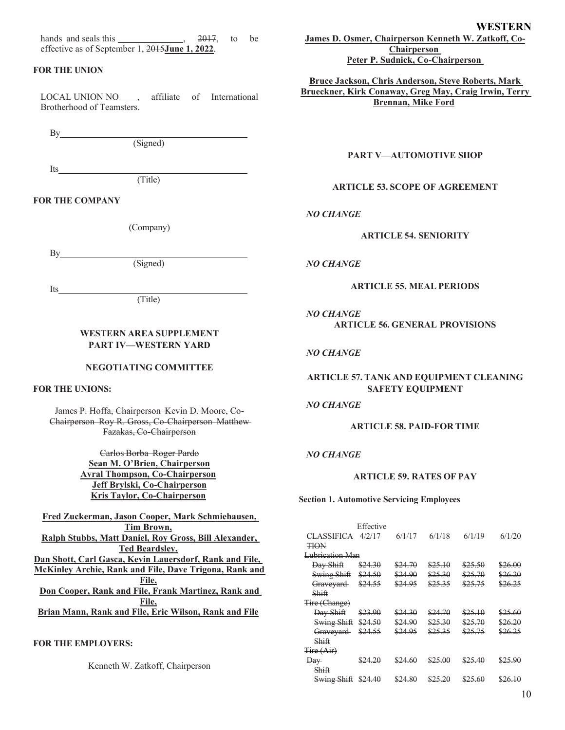hands and seals this ______________, ~~2017~~, to be effective as of September 1, ~~2015~~**June 1, 2022**.

**FOR THE UNION**

LOCAL UNION NO____, affiliate of International Brotherhood of Teamsters.

By________________________________________
(Signed)

Its________________________________________
(Title)

**FOR THE COMPANY**

(Company)

By________________________________________
(Signed)

Its________________________________________
(Title)

**WESTERN AREA SUPPLEMENT**
**PART IV—WESTERN YARD**

**NEGOTIATING COMMITTEE**

**FOR THE UNIONS:**

~~James P. Hoffa, Chairperson Kevin D. Moore, Co-Chairperson Roy R. Gross, Co-Chairperson Matthew Fazakas, Co-Chairperson~~

~~Carlos Borba Roger Pardo~~
**Sean M. O'Brien, Chairperson**
**Avral Thompson, Co-Chairperson**
**Jeff Brylski, Co-Chairperson**
**Kris Taylor, Co-Chairperson**

**Fred Zuckerman, Jason Cooper, Mark Schmiehausen, Tim Brown,**
**Ralph Stubbs, Matt Daniel, Roy Gross, Bill Alexander, Ted Beardsley,**
**Dan Shott, Carl Gasca, Kevin Lauersdorf, Rank and File, McKinley Archie, Rank and File, Dave Trigona, Rank and File,**
**Don Cooper, Rank and File, Frank Martinez, Rank and File,**
**Brian Mann, Rank and File, Eric Wilson, Rank and File**

**FOR THE EMPLOYERS:**

~~Kenneth W. Zatkoff, Chairperson~~

**James D. Osmer, Chairperson Kenneth W. Zatkoff, Co-Chairperson**
**Peter P. Sudnick, Co-Chairperson**

**Bruce Jackson, Chris Anderson, Steve Roberts, Mark Brueckner, Kirk Conaway, Greg May, Craig Irwin, Terry Brennan, Mike Ford**

## PART V—AUTOMOTIVE SHOP

### ARTICLE 53. SCOPE OF AGREEMENT

*NO CHANGE*

### ARTICLE 54. SENIORITY

*NO CHANGE*

### ARTICLE 55. MEAL PERIODS

*NO CHANGE*

### ARTICLE 56. GENERAL PROVISIONS

*NO CHANGE*

### ARTICLE 57. TANK AND EQUIPMENT CLEANING SAFETY EQUIPMENT

*NO CHANGE*

### ARTICLE 58. PAID-FOR TIME

*NO CHANGE*

### ARTICLE 59. RATES OF PAY

**Section 1. Automotive Servicing Employees**

| ~~CLASSIFICATION~~ | Effective ~~4/2/17~~ | ~~6/1/17~~ | ~~6/1/18~~ | ~~6/1/19~~ | ~~6/1/20~~ |
|---|---|---|---|---|---|
| ~~Lubrication Man~~ | | | | | |
| ~~Day Shift~~ | ~~$24.30~~ | ~~$24.70~~ | ~~$25.10~~ | ~~$25.50~~ | ~~$26.00~~ |
| ~~Swing Shift~~ | ~~$24.50~~ | ~~$24.90~~ | ~~$25.30~~ | ~~$25.70~~ | ~~$26.20~~ |
| ~~Graveyard Shift~~ | ~~$24.55~~ | ~~$24.95~~ | ~~$25.35~~ | ~~$25.75~~ | ~~$26.25~~ |
| ~~Tire (Change)~~ | | | | | |
| ~~Day Shift~~ | ~~$23.90~~ | ~~$24.30~~ | ~~$24.70~~ | ~~$25.10~~ | ~~$25.60~~ |
| ~~Swing Shift~~ | ~~$24.50~~ | ~~$24.90~~ | ~~$25.30~~ | ~~$25.70~~ | ~~$26.20~~ |
| ~~Graveyard Shift~~ | ~~$24.55~~ | ~~$24.95~~ | ~~$25.35~~ | ~~$25.75~~ | ~~$26.25~~ |
| ~~Tire (Air)~~ | | | | | |
| ~~Day Shift~~ | ~~$24.20~~ | ~~$24.60~~ | ~~$25.00~~ | ~~$25.40~~ | ~~$25.90~~ |
| ~~Swing Shift~~ | ~~$24.40~~ | ~~$24.80~~ | ~~$25.20~~ | ~~$25.60~~ | ~~$26.10~~ |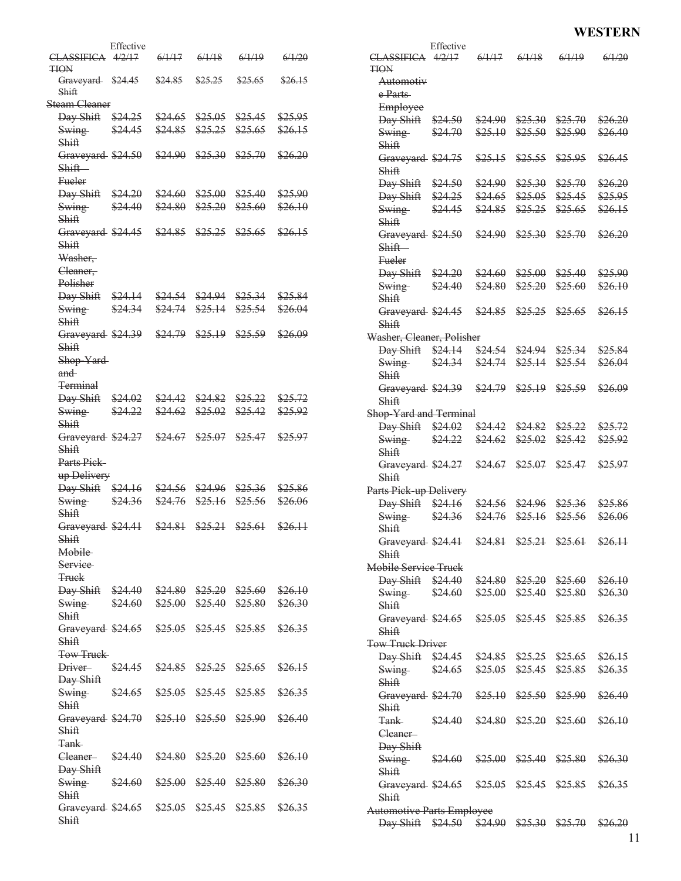| CLASSIFICATION | Effective 4/2/17 | 6/1/17 | 6/1/18 | 6/1/19 | 6/1/20 |
|---|---|---|---|---|---|
| Graveyard Shift | $24.45 | $24.85 | $25.25 | $25.65 | $26.15 |
| Steam Cleaner | | | | | |
| Day Shift | $24.25 | $24.65 | $25.05 | $25.45 | $25.95 |
| Swing Shift | $24.45 | $24.85 | $25.25 | $25.65 | $26.15 |
| Graveyard Shift | $24.50 | $24.90 | $25.30 | $25.70 | $26.20 |
| Fueler | | | | | |
| Day Shift | $24.20 | $24.60 | $25.00 | $25.40 | $25.90 |
| Swing Shift | $24.40 | $24.80 | $25.20 | $25.60 | $26.10 |
| Graveyard Shift | $24.45 | $24.85 | $25.25 | $25.65 | $26.15 |
| Washer, Cleaner, Polisher | | | | | |
| Day Shift | $24.14 | $24.54 | $24.94 | $25.34 | $25.84 |
| Swing Shift | $24.34 | $24.74 | $25.14 | $25.54 | $26.04 |
| Graveyard Shift | $24.39 | $24.79 | $25.19 | $25.59 | $26.09 |
| Shop-Yard and Terminal | | | | | |
| Day Shift | $24.02 | $24.42 | $24.82 | $25.22 | $25.72 |
| Swing Shift | $24.22 | $24.62 | $25.02 | $25.42 | $25.92 |
| Graveyard Shift | $24.27 | $24.67 | $25.07 | $25.47 | $25.97 |
| Parts Pick-up Delivery | | | | | |
| Day Shift | $24.16 | $24.56 | $24.96 | $25.36 | $25.86 |
| Swing Shift | $24.36 | $24.76 | $25.16 | $25.56 | $26.06 |
| Graveyard Shift | $24.41 | $24.81 | $25.21 | $25.61 | $26.11 |
| Mobile Service Truck | | | | | |
| Day Shift | $24.40 | $24.80 | $25.20 | $25.60 | $26.10 |
| Swing Shift | $24.60 | $25.00 | $25.40 | $25.80 | $26.30 |
| Graveyard Shift | $24.65 | $25.05 | $25.45 | $25.85 | $26.35 |
| Tow Truck Driver Day Shift | $24.45 | $24.85 | $25.25 | $25.65 | $26.15 |
| Swing Shift | $24.65 | $25.05 | $25.45 | $25.85 | $26.35 |
| Graveyard Shift | $24.70 | $25.10 | $25.50 | $25.90 | $26.40 |
| Tank Cleaner Day Shift | $24.40 | $24.80 | $25.20 | $25.60 | $26.10 |
| Swing Shift | $24.60 | $25.00 | $25.40 | $25.80 | $26.30 |
| Graveyard Shift | $24.65 | $25.05 | $25.45 | $25.85 | $26.35 |

| CLASSIFICATION | Effective 4/2/17 | 6/1/17 | 6/1/18 | 6/1/19 | 6/1/20 |
|---|---|---|---|---|---|
| Automotive Parts Employee | | | | | |
| Day Shift | $24.50 | $24.90 | $25.30 | $25.70 | $26.20 |
| Swing Shift | $24.70 | $25.10 | $25.50 | $25.90 | $26.40 |
| Graveyard Shift | $24.75 | $25.15 | $25.55 | $25.95 | $26.45 |
| Day Shift | $24.50 | $24.90 | $25.30 | $25.70 | $26.20 |
| Day Shift | $24.25 | $24.65 | $25.05 | $25.45 | $25.95 |
| Swing Shift | $24.45 | $24.85 | $25.25 | $25.65 | $26.15 |
| Graveyard Shift | $24.50 | $24.90 | $25.30 | $25.70 | $26.20 |
| Fueler | | | | | |
| Day Shift | $24.20 | $24.60 | $25.00 | $25.40 | $25.90 |
| Swing Shift | $24.40 | $24.80 | $25.20 | $25.60 | $26.10 |
| Graveyard Shift | $24.45 | $24.85 | $25.25 | $25.65 | $26.15 |
| Washer, Cleaner, Polisher | | | | | |
| Day Shift | $24.14 | $24.54 | $24.94 | $25.34 | $25.84 |
| Swing Shift | $24.34 | $24.74 | $25.14 | $25.54 | $26.04 |
| Graveyard Shift | $24.39 | $24.79 | $25.19 | $25.59 | $26.09 |
| Shop-Yard and Terminal | | | | | |
| Day Shift | $24.02 | $24.42 | $24.82 | $25.22 | $25.72 |
| Swing Shift | $24.22 | $24.62 | $25.02 | $25.42 | $25.92 |
| Graveyard Shift | $24.27 | $24.67 | $25.07 | $25.47 | $25.97 |
| Parts Pick-up Delivery | | | | | |
| Day Shift | $24.16 | $24.56 | $24.96 | $25.36 | $25.86 |
| Swing Shift | $24.36 | $24.76 | $25.16 | $25.56 | $26.06 |
| Graveyard Shift | $24.41 | $24.81 | $25.21 | $25.61 | $26.11 |
| Mobile Service Truck | | | | | |
| Day Shift | $24.40 | $24.80 | $25.20 | $25.60 | $26.10 |
| Swing Shift | $24.60 | $25.00 | $25.40 | $25.80 | $26.30 |
| Graveyard Shift | $24.65 | $25.05 | $25.45 | $25.85 | $26.35 |
| Tow Truck Driver | | | | | |
| Day Shift | $24.45 | $24.85 | $25.25 | $25.65 | $26.15 |
| Swing Shift | $24.65 | $25.05 | $25.45 | $25.85 | $26.35 |
| Graveyard Shift | $24.70 | $25.10 | $25.50 | $25.90 | $26.40 |
| Tank Cleaner Day Shift | $24.40 | $24.80 | $25.20 | $25.60 | $26.10 |
| Swing Shift | $24.60 | $25.00 | $25.40 | $25.80 | $26.30 |
| Graveyard Shift | $24.65 | $25.05 | $25.45 | $25.85 | $26.35 |
| Automotive Parts Employee | | | | | |
| Day Shift | $24.50 | $24.90 | $25.30 | $25.70 | $26.20 |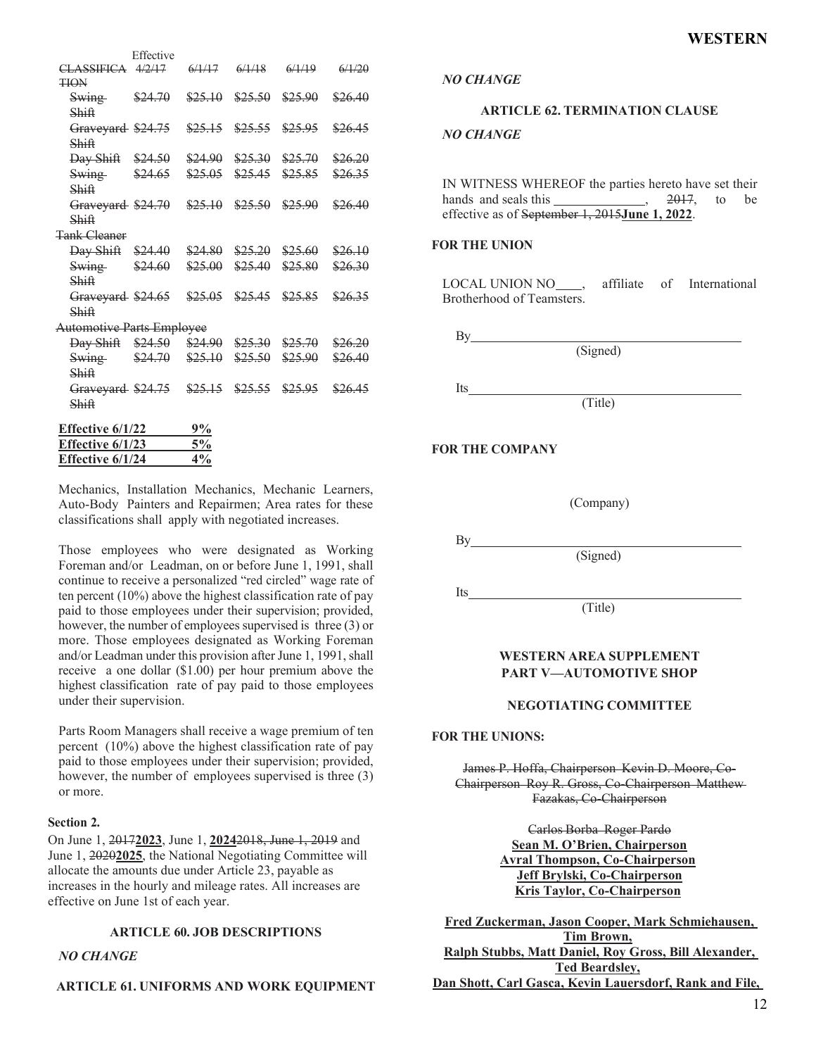| CLASSIFICATION | Effective 4/2/17 | 6/1/17 | 6/1/18 | 6/1/19 | 6/1/20 |
|---|---|---|---|---|---|
| Swing Shift | $24.70 | $25.10 | $25.50 | $25.90 | $26.40 |
| Graveyard Shift | $24.75 | $25.15 | $25.55 | $25.95 | $26.45 |
| Day Shift | $24.50 | $24.90 | $25.30 | $25.70 | $26.20 |
| Swing Shift | $24.65 | $25.05 | $25.45 | $25.85 | $26.35 |
| Graveyard Shift | $24.70 | $25.10 | $25.50 | $25.90 | $26.40 |
| Tank Cleaner | | | | | |
| Day Shift | $24.40 | $24.80 | $25.20 | $25.60 | $26.10 |
| Swing Shift | $24.60 | $25.00 | $25.40 | $25.80 | $26.30 |
| Graveyard Shift | $24.65 | $25.05 | $25.45 | $25.85 | $26.35 |
| Automotive Parts Employee | | | | | |
| Day Shift | $24.50 | $24.90 | $25.30 | $25.70 | $26.20 |
| Swing Shift | $24.70 | $25.10 | $25.50 | $25.90 | $26.40 |
| Graveyard Shift | $24.75 | $25.15 | $25.55 | $25.95 | $26.45 |

| | |
|---|---|
| **Effective 6/1/22** | **9%** |
| **Effective 6/1/23** | **5%** |
| **Effective 6/1/24** | **4%** |

Mechanics, Installation Mechanics, Mechanic Learners, Auto-Body Painters and Repairmen; Area rates for these classifications shall apply with negotiated increases.

Those employees who were designated as Working Foreman and/or Leadman, on or before June 1, 1991, shall continue to receive a personalized "red circled" wage rate of ten percent (10%) above the highest classification rate of pay paid to those employees under their supervision; provided, however, the number of employees supervised is three (3) or more. Those employees designated as Working Foreman and/or Leadman under this provision after June 1, 1991, shall receive a one dollar ($1.00) per hour premium above the highest classification rate of pay paid to those employees under their supervision.

Parts Room Managers shall receive a wage premium of ten percent (10%) above the highest classification rate of pay paid to those employees under their supervision; provided, however, the number of employees supervised is three (3) or more.

**Section 2.**

On June 1, ~~2017~~**2023**, June 1, **2024**~~2018, June 1, 2019~~ and June 1, ~~2020~~**2025**, the National Negotiating Committee will allocate the amounts due under Article 23, payable as increases in the hourly and mileage rates. All increases are effective on June 1st of each year.

### ARTICLE 60. JOB DESCRIPTIONS

*NO CHANGE*

### ARTICLE 61. UNIFORMS AND WORK EQUIPMENT

*NO CHANGE*

### ARTICLE 62. TERMINATION CLAUSE

*NO CHANGE*

IN WITNESS WHEREOF the parties hereto have set their hands and seals this ______________, ~~2017~~, to be effective as of ~~September 1, 2015~~**June 1, 2022**.

**FOR THE UNION**

LOCAL UNION NO____, affiliate of International Brotherhood of Teamsters.

By_______________________________
(Signed)

Its_______________________________
(Title)

**FOR THE COMPANY**

(Company)

By_______________________________
(Signed)

Its_______________________________
(Title)

### WESTERN AREA SUPPLEMENT
### PART V—AUTOMOTIVE SHOP

### NEGOTIATING COMMITTEE

**FOR THE UNIONS:**

~~James P. Hoffa, Chairperson Kevin D. Moore, Co-Chairperson Roy R. Gross, Co-Chairperson Matthew Fazakas, Co-Chairperson~~

~~Carlos Borba Roger Pardo~~

**Sean M. O'Brien, Chairperson**
**Avral Thompson, Co-Chairperson**
**Jeff Brylski, Co-Chairperson**
**Kris Taylor, Co-Chairperson**

**Fred Zuckerman, Jason Cooper, Mark Schmiehausen, Tim Brown,**
**Ralph Stubbs, Matt Daniel, Roy Gross, Bill Alexander, Ted Beardsley,**
**Dan Shott, Carl Gasca, Kevin Lauersdorf, Rank and File,**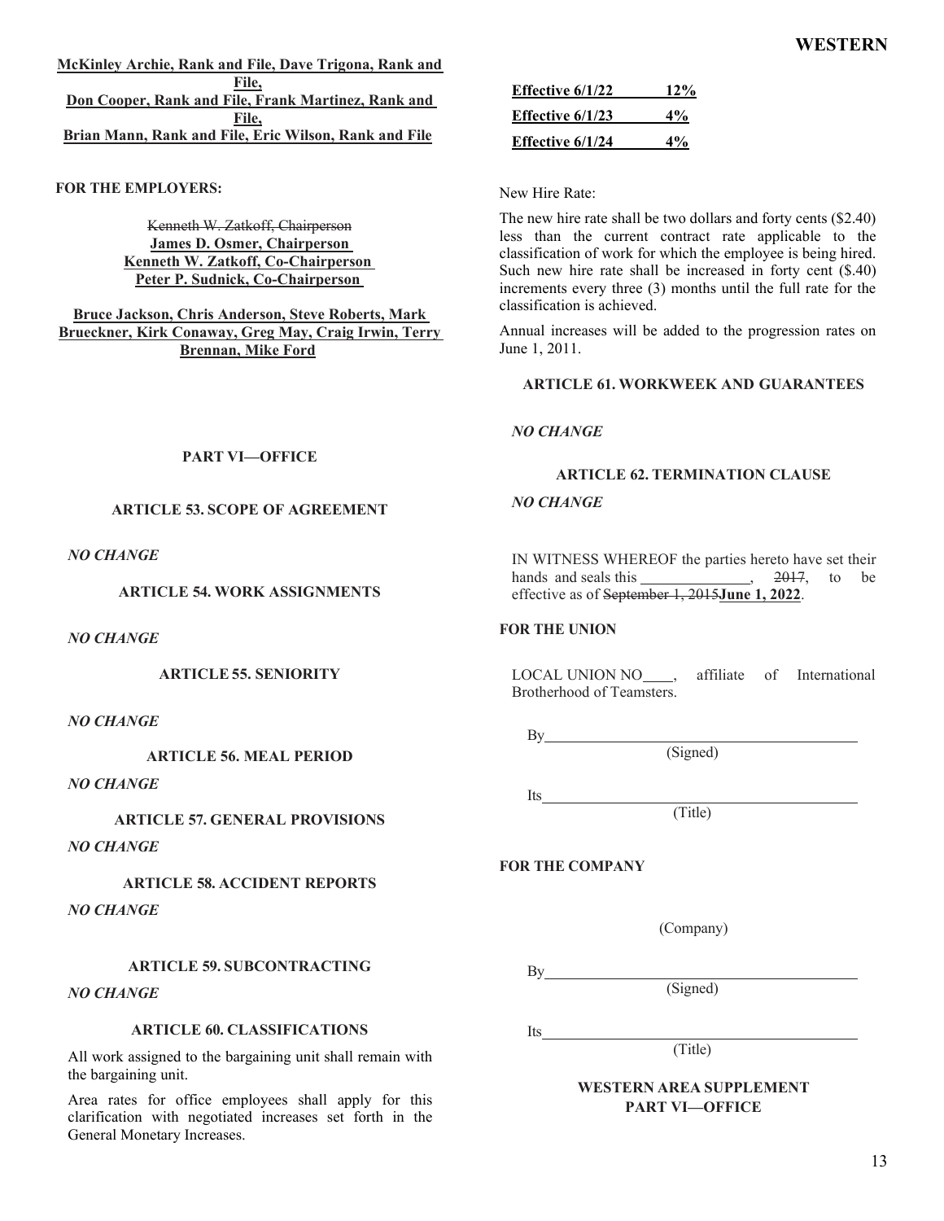McKinley Archie, Rank and File, Dave Trigona, Rank and File,
Don Cooper, Rank and File, Frank Martinez, Rank and File,
Brian Mann, Rank and File, Eric Wilson, Rank and File

**FOR THE EMPLOYERS:**

~~Kenneth W. Zatkoff, Chairperson~~
**James D. Osmer, Chairperson**
**Kenneth W. Zatkoff, Co-Chairperson**
**Peter P. Sudnick, Co-Chairperson**

**Bruce Jackson, Chris Anderson, Steve Roberts, Mark Brueckner, Kirk Conaway, Greg May, Craig Irwin, Terry Brennan, Mike Ford**

## PART VI—OFFICE

### ARTICLE 53. SCOPE OF AGREEMENT

*NO CHANGE*

### ARTICLE 54. WORK ASSIGNMENTS

*NO CHANGE*

### ARTICLE 55. SENIORITY

*NO CHANGE*

### ARTICLE 56. MEAL PERIOD

*NO CHANGE*

### ARTICLE 57. GENERAL PROVISIONS

*NO CHANGE*

### ARTICLE 58. ACCIDENT REPORTS

*NO CHANGE*

### ARTICLE 59. SUBCONTRACTING

*NO CHANGE*

### ARTICLE 60. CLASSIFICATIONS

All work assigned to the bargaining unit shall remain with the bargaining unit.

Area rates for office employees shall apply for this clarification with negotiated increases set forth in the General Monetary Increases.

| | |
|---|---|
| **Effective 6/1/22** | **12%** |
| **Effective 6/1/23** | **4%** |
| **Effective 6/1/24** | **4%** |

New Hire Rate:

The new hire rate shall be two dollars and forty cents ($2.40) less than the current contract rate applicable to the classification of work for which the employee is being hired. Such new hire rate shall be increased in forty cent ($.40) increments every three (3) months until the full rate for the classification is achieved.

Annual increases will be added to the progression rates on June 1, 2011.

### ARTICLE 61. WORKWEEK AND GUARANTEES

*NO CHANGE*

### ARTICLE 62. TERMINATION CLAUSE

*NO CHANGE*

IN WITNESS WHEREOF the parties hereto have set their hands and seals this ______________, ~~2017~~, to be effective as of ~~September 1, 2015~~**June 1, 2022**.

**FOR THE UNION**

LOCAL UNION NO____, affiliate of International Brotherhood of Teamsters.

By___________________________________________
(Signed)

Its___________________________________________
(Title)

**FOR THE COMPANY**

(Company)

By___________________________________________
(Signed)

Its___________________________________________
(Title)

**WESTERN AREA SUPPLEMENT**
**PART VI—OFFICE**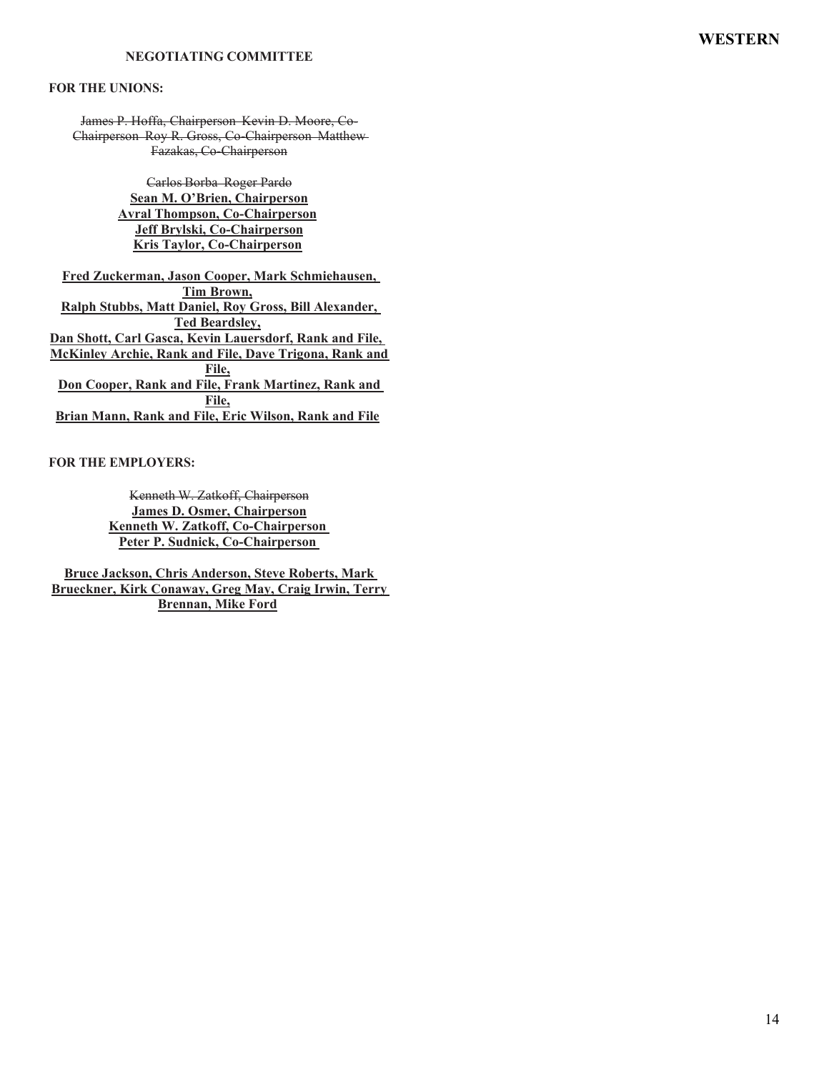## NEGOTIATING COMMITTEE

**FOR THE UNIONS:**

~~James P. Hoffa, Chairperson Kevin D. Moore, Co-Chairperson Roy R. Gross, Co-Chairperson Matthew Fazakas, Co-Chairperson~~

~~Carlos Borba Roger Pardo~~

**<u>Sean M. O'Brien, Chairperson</u>**
**<u>Avral Thompson, Co-Chairperson</u>**
**<u>Jeff Brylski, Co-Chairperson</u>**
**<u>Kris Taylor, Co-Chairperson</u>**

**<u>Fred Zuckerman, Jason Cooper, Mark Schmiehausen, Tim Brown, Ralph Stubbs, Matt Daniel, Roy Gross, Bill Alexander, Ted Beardsley, Dan Shott, Carl Gasca, Kevin Lauersdorf, Rank and File, McKinley Archie, Rank and File, Dave Trigona, Rank and File, Don Cooper, Rank and File, Frank Martinez, Rank and File, Brian Mann, Rank and File, Eric Wilson, Rank and File</u>**

**FOR THE EMPLOYERS:**

~~Kenneth W. Zatkoff, Chairperson~~

**<u>James D. Osmer, Chairperson</u>**
**<u>Kenneth W. Zatkoff, Co-Chairperson</u>**
**<u>Peter P. Sudnick, Co-Chairperson</u>**

**<u>Bruce Jackson, Chris Anderson, Steve Roberts, Mark Brueckner, Kirk Conaway, Greg May, Craig Irwin, Terry Brennan, Mike Ford</u>**